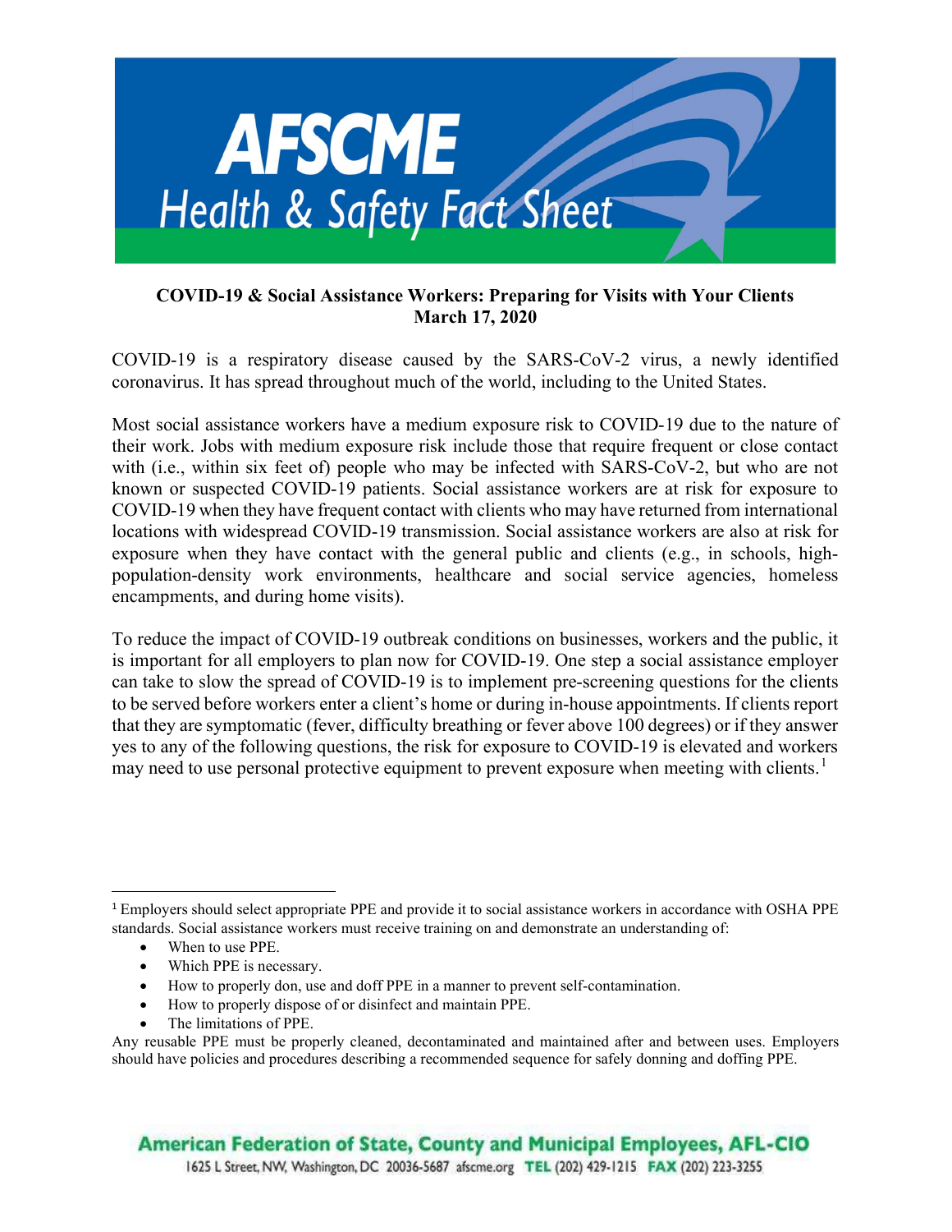# AFSCME

## Health & Safety Fact Sheet

**COVID-19 & Social Assistance Workers: Preparing for Visits with Your Clients**
**March 17, 2020**

COVID-19 is a respiratory disease caused by the SARS-CoV-2 virus, a newly identified coronavirus. It has spread throughout much of the world, including to the United States.

Most social assistance workers have a medium exposure risk to COVID-19 due to the nature of their work. Jobs with medium exposure risk include those that require frequent or close contact with (i.e., within six feet of) people who may be infected with SARS-CoV-2, but who are not known or suspected COVID-19 patients. Social assistance workers are at risk for exposure to COVID-19 when they have frequent contact with clients who may have returned from international locations with widespread COVID-19 transmission. Social assistance workers are also at risk for exposure when they have contact with the general public and clients (e.g., in schools, high-population-density work environments, healthcare and social service agencies, homeless encampments, and during home visits).

To reduce the impact of COVID-19 outbreak conditions on businesses, workers and the public, it is important for all employers to plan now for COVID-19. One step a social assistance employer can take to slow the spread of COVID-19 is to implement pre-screening questions for the clients to be served before workers enter a client's home or during in-house appointments. If clients report that they are symptomatic (fever, difficulty breathing or fever above 100 degrees) or if they answer yes to any of the following questions, the risk for exposure to COVID-19 is elevated and workers may need to use personal protective equipment to prevent exposure when meeting with clients.[1]

---

[1] Employers should select appropriate PPE and provide it to social assistance workers in accordance with OSHA PPE standards. Social assistance workers must receive training on and demonstrate an understanding of:

- When to use PPE.
- Which PPE is necessary.
- How to properly don, use and doff PPE in a manner to prevent self-contamination.
- How to properly dispose of or disinfect and maintain PPE.
- The limitations of PPE.

Any reusable PPE must be properly cleaned, decontaminated and maintained after and between uses. Employers should have policies and procedures describing a recommended sequence for safely donning and doffing PPE.

**American Federation of State, County and Municipal Employees, AFL-CIO**
1625 L Street, NW, Washington, DC 20036-5687 afscme.org **TEL** (202) 429-1215 **FAX** (202) 223-3255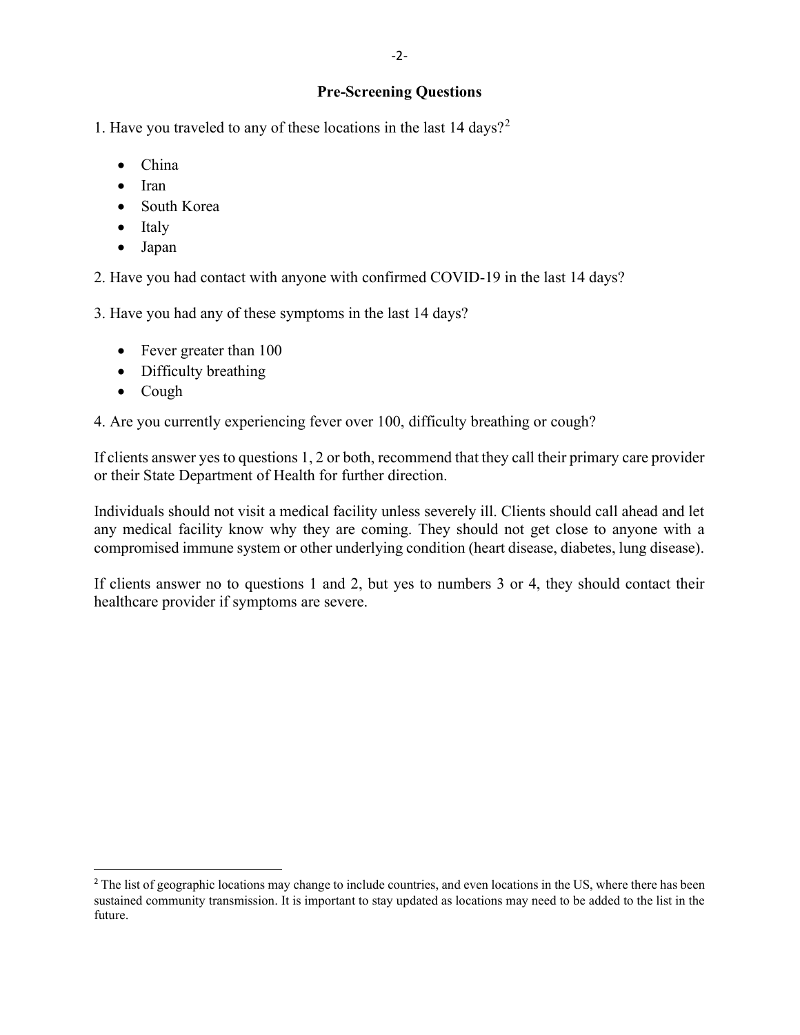## Pre-Screening Questions

1. Have you traveled to any of these locations in the last 14 days?[2]

- China
- Iran
- South Korea
- Italy
- Japan

2. Have you had contact with anyone with confirmed COVID-19 in the last 14 days?

3. Have you had any of these symptoms in the last 14 days?

- Fever greater than 100
- Difficulty breathing
- Cough

4. Are you currently experiencing fever over 100, difficulty breathing or cough?

If clients answer yes to questions 1, 2 or both, recommend that they call their primary care provider or their State Department of Health for further direction.

Individuals should not visit a medical facility unless severely ill. Clients should call ahead and let any medical facility know why they are coming. They should not get close to anyone with a compromised immune system or other underlying condition (heart disease, diabetes, lung disease).

If clients answer no to questions 1 and 2, but yes to numbers 3 or 4, they should contact their healthcare provider if symptoms are severe.

[2] The list of geographic locations may change to include countries, and even locations in the US, where there has been sustained community transmission. It is important to stay updated as locations may need to be added to the list in the future.